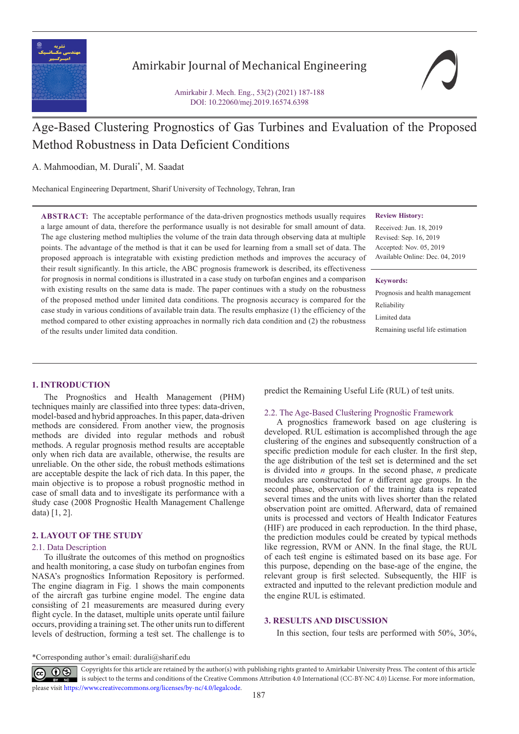# Age-Based Clustering Prognostics of Gas Turbines and Evaluation of the Proposed Method Robustness in Data Deficient Conditions

A. Mahmoodian, M. Durali*, M. Saadat

Mechanical Engineering Department, Sharif University of Technology, Tehran, Iran

**ABSTRACT:** The acceptable performance of the data-driven prognostics methods usually requires a large amount of data, therefore the performance usually is not desirable for small amount of data. The age clustering method multiplies the volume of the train data through observing data at multiple points. The advantage of the method is that it can be used for learning from a small set of data. The proposed approach is integratable with existing prediction methods and improves the accuracy of their result significantly. In this article, the ABC prognosis framework is described, its effectiveness for prognosis in normal conditions is illustrated in a case study on turbofan engines and a comparison with existing results on the same data is made. The paper continues with a study on the robustness of the proposed method under limited data conditions. The prognosis accuracy is compared for the case study in various conditions of available train data. The results emphasize (1) the efficiency of the method compared to other existing approaches in normally rich data condition and (2) the robustness of the results under limited data condition.

**Review History:**

Received: Jun. 18, 2019
Revised: Sep. 16, 2019
Accepted: Nov. 05, 2019
Available Online: Dec. 04, 2019

**Keywords:**

Prognosis and health management
Reliability
Limited data
Remaining useful life estimation

## 1. INTRODUCTION

The Prognostics and Health Management (PHM) techniques mainly are classified into three types: data-driven, model-based and hybrid approaches. In this paper, data-driven methods are considered. From another view, the prognosis methods are divided into regular methods and robust methods. A regular prognosis method results are acceptable only when rich data are available, otherwise, the results are unreliable. On the other side, the robust methods estimations are acceptable despite the lack of rich data. In this paper, the main objective is to propose a robust prognostic method in case of small data and to investigate its performance with a study case (2008 Prognostic Health Management Challenge data) [1, 2].

## 2. LAYOUT OF THE STUDY

### 2.1. Data Description

To illustrate the outcomes of this method on prognostics and health monitoring, a case study on turbofan engines from NASA's prognostics Information Repository is performed. The engine diagram in Fig. 1 shows the main components of the aircraft gas turbine engine model. The engine data consisting of 21 measurements are measured during every flight cycle. In the dataset, multiple units operate until failure occurs, providing a training set. The other units run to different levels of destruction, forming a test set. The challenge is to predict the Remaining Useful Life (RUL) of test units.

### 2.2. The Age-Based Clustering Prognostic Framework

A prognostics framework based on age clustering is developed. RUL estimation is accomplished through the age clustering of the engines and subsequently construction of a specific prediction module for each cluster. In the first step, the age distribution of the test set is determined and the set is divided into *n* groups. In the second phase, *n* predicate modules are constructed for *n* different age groups. In the second phase, observation of the training data is repeated several times and the units with lives shorter than the related observation point are omitted. Afterward, data of remained units is processed and vectors of Health Indicator Features (HIF) are produced in each reproduction. In the third phase, the prediction modules could be created by typical methods like regression, RVM or ANN. In the final stage, the RUL of each test engine is estimated based on its base age. For this purpose, depending on the base-age of the engine, the relevant group is first selected. Subsequently, the HIF is extracted and inputted to the relevant prediction module and the engine RUL is estimated.

## 3. RESULTS AND DISCUSSION

In this section, four tests are performed with 50%, 30%,

*Corresponding author's email: durali@sharif.edu

Copyrights for this article are retained by the author(s) with publishing rights granted to Amirkabir University Press. The content of this article is subject to the terms and conditions of the Creative Commons Attribution 4.0 International (CC-BY-NC 4.0) License. For more information, please visit https://www.creativecommons.org/licenses/by-nc/4.0/legalcode.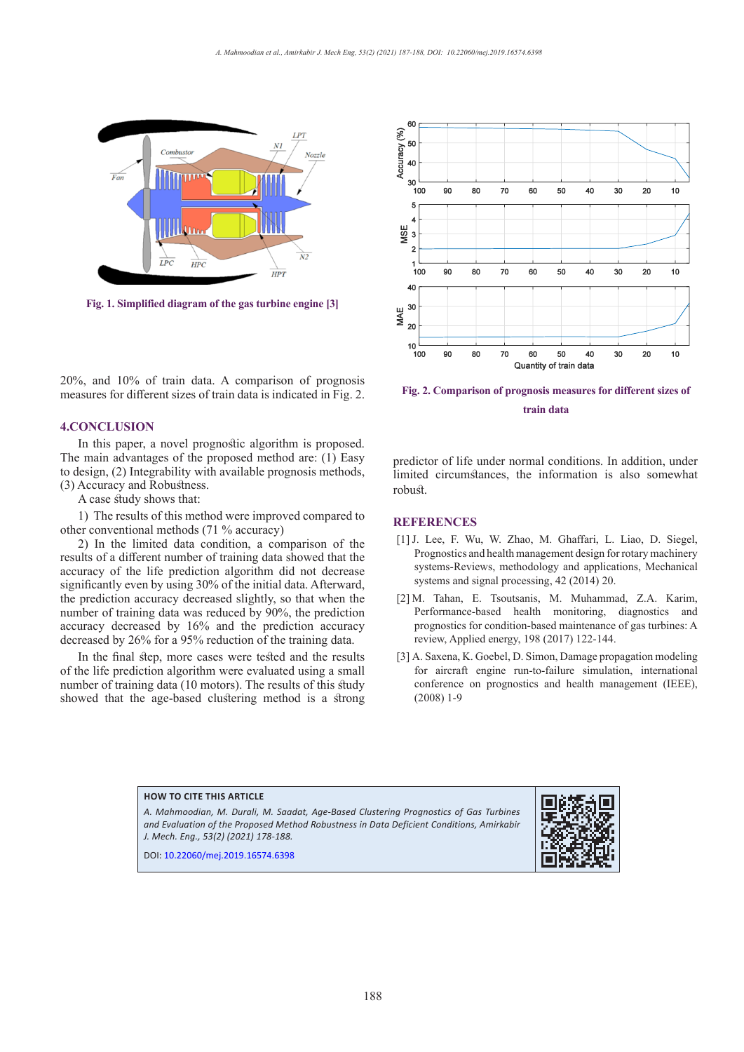Fan

Combustor

N1

LPT

Nozzle

LPC

HPC

HPT

N2

Fig. 1. Simplified diagram of the gas turbine engine [3]

Accuracy (%)

60
50
40
30

MSE

5
4
3
2
1

MAE

40
30
20
10

100 90 80 70 60 50 40 30 20 10

Quantity of train data

Fig. 2. Comparison of prognosis measures for different sizes of train data

20%, and 10% of train data. A comparison of prognosis measures for different sizes of train data is indicated in Fig. 2.

## 4.CONCLUSION

In this paper, a novel prognostic algorithm is proposed. The main advantages of the proposed method are: (1) Easy to design, (2) Integrability with available prognosis methods, (3) Accuracy and Robustness.

A case study shows that:

1) The results of this method were improved compared to other conventional methods (71 % accuracy)

2) In the limited data condition, a comparison of the results of a different number of training data showed that the accuracy of the life prediction algorithm did not decrease significantly even by using 30% of the initial data. Afterward, the prediction accuracy decreased slightly, so that when the number of training data was reduced by 90%, the prediction accuracy decreased by 16% and the prediction accuracy decreased by 26% for a 95% reduction of the training data.

In the final step, more cases were tested and the results of the life prediction algorithm were evaluated using a small number of training data (10 motors). The results of this study showed that the age-based clustering method is a strong predictor of life under normal conditions. In addition, under limited circumstances, the information is also somewhat robust.

## REFERENCES

[1] J. Lee, F. Wu, W. Zhao, M. Ghaffari, L. Liao, D. Siegel, Prognostics and health management design for rotary machinery systems-Reviews, methodology and applications, Mechanical systems and signal processing, 42 (2014) 20.

[2] M. Tahan, E. Tsoutsanis, M. Muhammad, Z.A. Karim, Performance-based health monitoring, diagnostics and prognostics for condition-based maintenance of gas turbines: A review, Applied energy, 198 (2017) 122-144.

[3] A. Saxena, K. Goebel, D. Simon, Damage propagation modeling for aircraft engine run-to-failure simulation, international conference on prognostics and health management (IEEE), (2008) 1-9

**HOW TO CITE THIS ARTICLE**

*A. Mahmoodian, M. Durali, M. Saadat, Age-Based Clustering Prognostics of Gas Turbines and Evaluation of the Proposed Method Robustness in Data Deficient Conditions, Amirkabir J. Mech. Eng., 53(2) (2021) 178-188.*

DOI: 10.22060/mej.2019.16574.6398